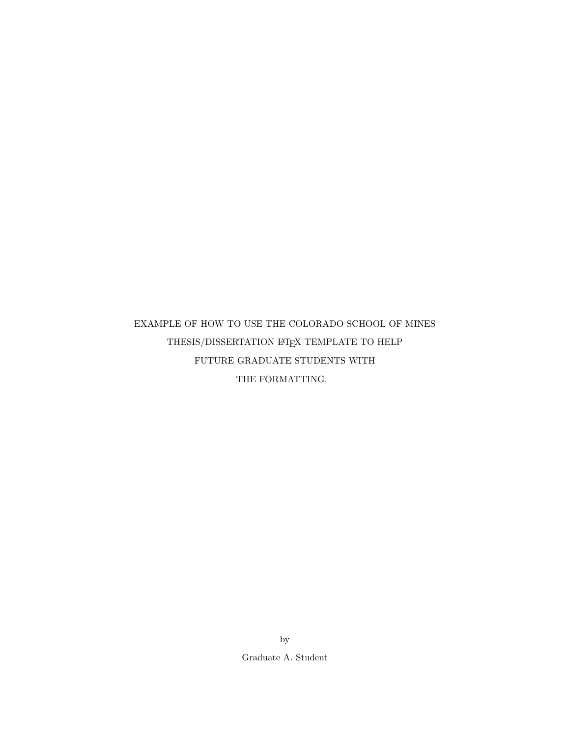EXAMPLE OF HOW TO USE THE COLORADO SCHOOL OF MINES

THESIS/DISSERTATION LaTeX TEMPLATE TO HELP

FUTURE GRADUATE STUDENTS WITH

THE FORMATTING.

by

Graduate A. Student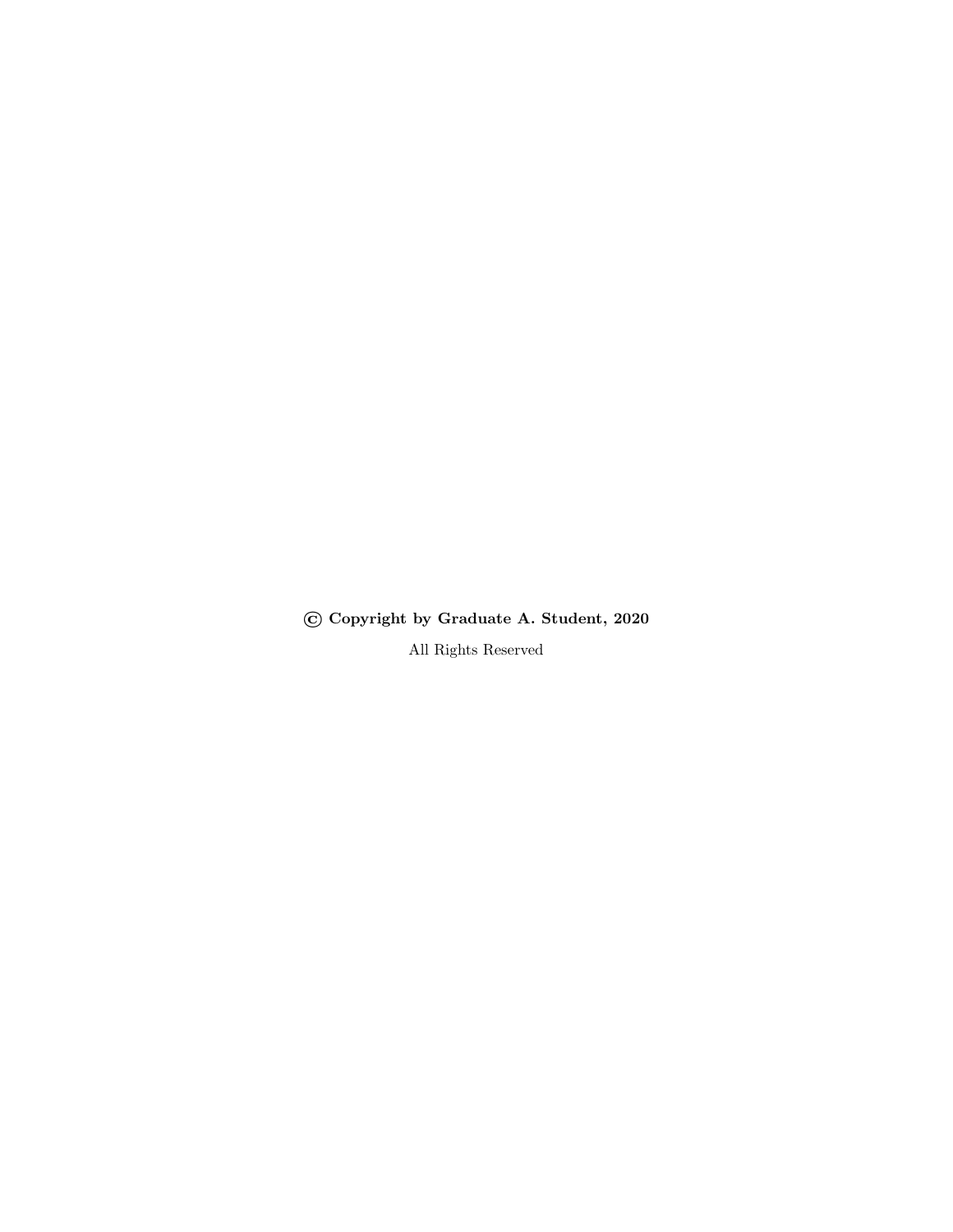**© Copyright by Graduate A. Student, 2020**

All Rights Reserved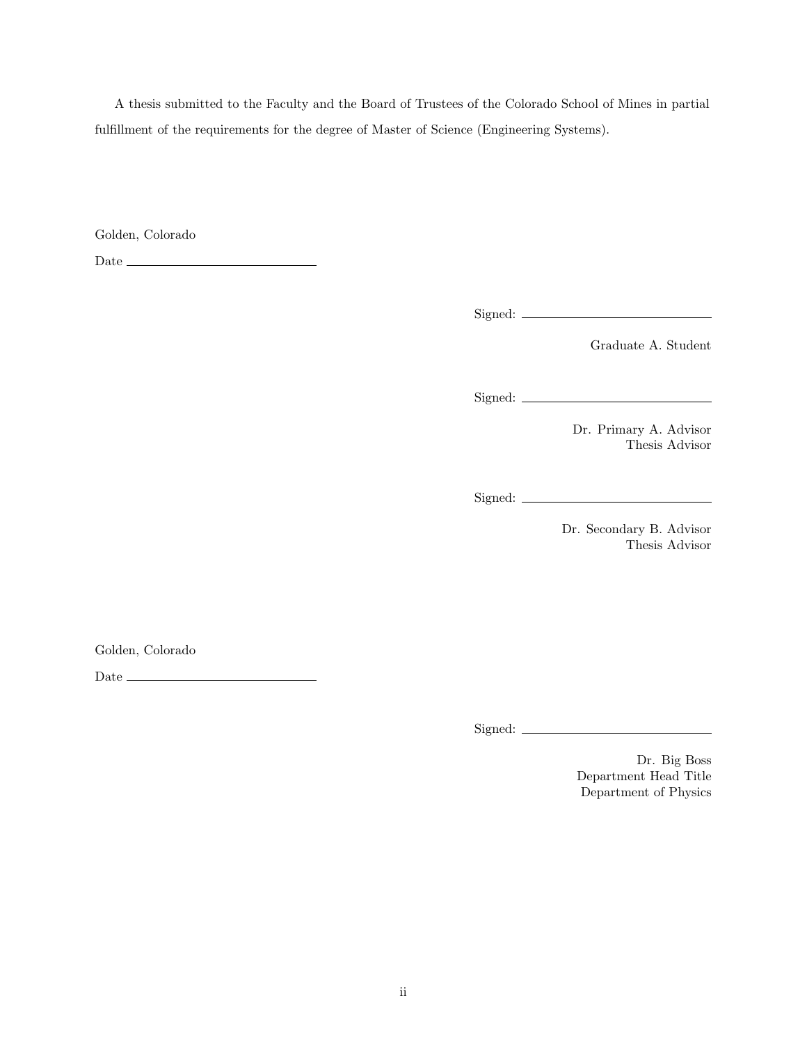A thesis submitted to the Faculty and the Board of Trustees of the Colorado School of Mines in partial fulfillment of the requirements for the degree of Master of Science (Engineering Systems).

Golden, Colorado

Date ______________________

Signed: ______________________

Graduate A. Student

Signed: ______________________

Dr. Primary A. Advisor
Thesis Advisor

Signed: ______________________

Dr. Secondary B. Advisor
Thesis Advisor

Golden, Colorado

Date ______________________

Signed: ______________________

Dr. Big Boss
Department Head Title
Department of Physics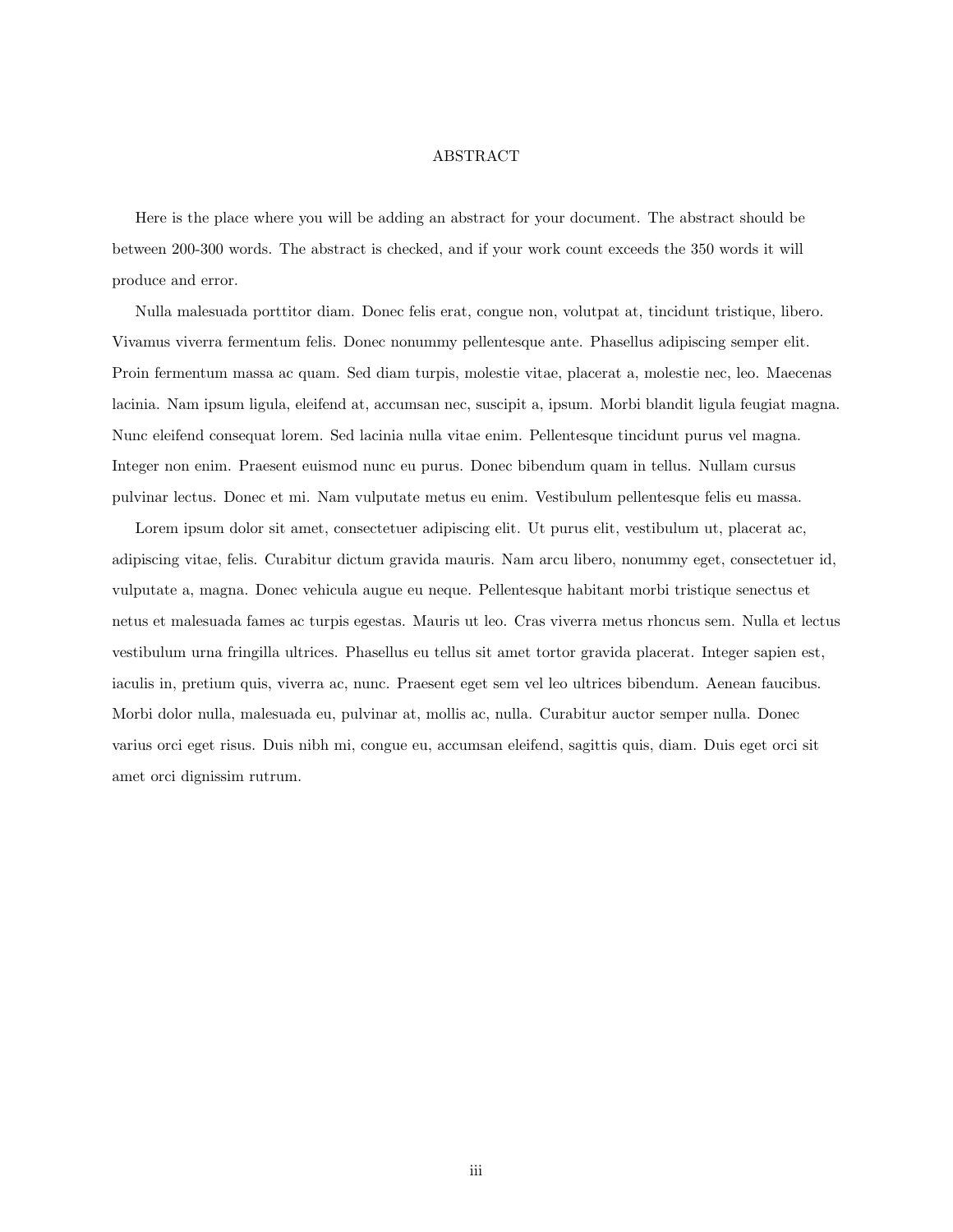# ABSTRACT

Here is the place where you will be adding an abstract for your document. The abstract should be between 200-300 words. The abstract is checked, and if your work count exceeds the 350 words it will produce and error.

Nulla malesuada porttitor diam. Donec felis erat, congue non, volutpat at, tincidunt tristique, libero. Vivamus viverra fermentum felis. Donec nonummy pellentesque ante. Phasellus adipiscing semper elit. Proin fermentum massa ac quam. Sed diam turpis, molestie vitae, placerat a, molestie nec, leo. Maecenas lacinia. Nam ipsum ligula, eleifend at, accumsan nec, suscipit a, ipsum. Morbi blandit ligula feugiat magna. Nunc eleifend consequat lorem. Sed lacinia nulla vitae enim. Pellentesque tincidunt purus vel magna. Integer non enim. Praesent euismod nunc eu purus. Donec bibendum quam in tellus. Nullam cursus pulvinar lectus. Donec et mi. Nam vulputate metus eu enim. Vestibulum pellentesque felis eu massa.

Lorem ipsum dolor sit amet, consectetuer adipiscing elit. Ut purus elit, vestibulum ut, placerat ac, adipiscing vitae, felis. Curabitur dictum gravida mauris. Nam arcu libero, nonummy eget, consectetuer id, vulputate a, magna. Donec vehicula augue eu neque. Pellentesque habitant morbi tristique senectus et netus et malesuada fames ac turpis egestas. Mauris ut leo. Cras viverra metus rhoncus sem. Nulla et lectus vestibulum urna fringilla ultrices. Phasellus eu tellus sit amet tortor gravida placerat. Integer sapien est, iaculis in, pretium quis, viverra ac, nunc. Praesent eget sem vel leo ultrices bibendum. Aenean faucibus. Morbi dolor nulla, malesuada eu, pulvinar at, mollis ac, nulla. Curabitur auctor semper nulla. Donec varius orci eget risus. Duis nibh mi, congue eu, accumsan eleifend, sagittis quis, diam. Duis eget orci sit amet orci dignissim rutrum.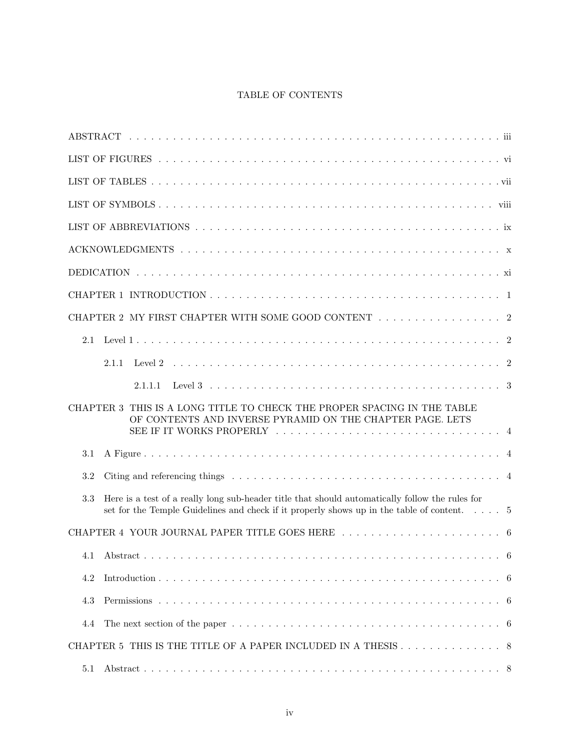# TABLE OF CONTENTS

ABSTRACT . . . . . . . . . . . . . . . . . . . . . . . . . . . . . . . . . . . . . . . . . . . . . . . iii

LIST OF FIGURES . . . . . . . . . . . . . . . . . . . . . . . . . . . . . . . . . . . . . . . . . . . . vi

LIST OF TABLES . . . . . . . . . . . . . . . . . . . . . . . . . . . . . . . . . . . . . . . . . . . . . vii

LIST OF SYMBOLS . . . . . . . . . . . . . . . . . . . . . . . . . . . . . . . . . . . . . . . . . . . viii

LIST OF ABBREVIATIONS . . . . . . . . . . . . . . . . . . . . . . . . . . . . . . . . . . . . . . ix

ACKNOWLEDGMENTS . . . . . . . . . . . . . . . . . . . . . . . . . . . . . . . . . . . . . . . . . x

DEDICATION . . . . . . . . . . . . . . . . . . . . . . . . . . . . . . . . . . . . . . . . . . . . . . xi

CHAPTER 1 INTRODUCTION . . . . . . . . . . . . . . . . . . . . . . . . . . . . . . . . . . . . 1

CHAPTER 2 MY FIRST CHAPTER WITH SOME GOOD CONTENT . . . . . . . . . . . . . . . . . 2

- 2.1 Level 1 . . . . . . . . . . . . . . . . . . . . . . . . . . . . . . . . . . . . . . . . . . . . . . 2
  - 2.1.1 Level 2 . . . . . . . . . . . . . . . . . . . . . . . . . . . . . . . . . . . . . . . . . . 2
    - 2.1.1.1 Level 3 . . . . . . . . . . . . . . . . . . . . . . . . . . . . . . . . . . . . . . 3

CHAPTER 3 THIS IS A LONG TITLE TO CHECK THE PROPER SPACING IN THE TABLE OF CONTENTS AND INVERSE PYRAMID ON THE CHAPTER PAGE. LETS SEE IF IT WORKS PROPERLY . . . . . . . . . . . . . . . . . . . . . . . . . . . . . . . 4

- 3.1 A Figure . . . . . . . . . . . . . . . . . . . . . . . . . . . . . . . . . . . . . . . . . . . . . 4
- 3.2 Citing and referencing things . . . . . . . . . . . . . . . . . . . . . . . . . . . . . . . . 4
- 3.3 Here is a test of a really long sub-header title that should automatically follow the rules for set for the Temple Guidelines and check if it properly shows up in the table of content. . . . . 5

CHAPTER 4 YOUR JOURNAL PAPER TITLE GOES HERE . . . . . . . . . . . . . . . . . . . . . 6

- 4.1 Abstract . . . . . . . . . . . . . . . . . . . . . . . . . . . . . . . . . . . . . . . . . . . . . 6
- 4.2 Introduction . . . . . . . . . . . . . . . . . . . . . . . . . . . . . . . . . . . . . . . . . . . 6
- 4.3 Permissions . . . . . . . . . . . . . . . . . . . . . . . . . . . . . . . . . . . . . . . . . . . 6
- 4.4 The next section of the paper . . . . . . . . . . . . . . . . . . . . . . . . . . . . . . . . 6

CHAPTER 5 THIS IS THE TITLE OF A PAPER INCLUDED IN A THESIS . . . . . . . . . . . . . . 8

- 5.1 Abstract . . . . . . . . . . . . . . . . . . . . . . . . . . . . . . . . . . . . . . . . . . . . . 8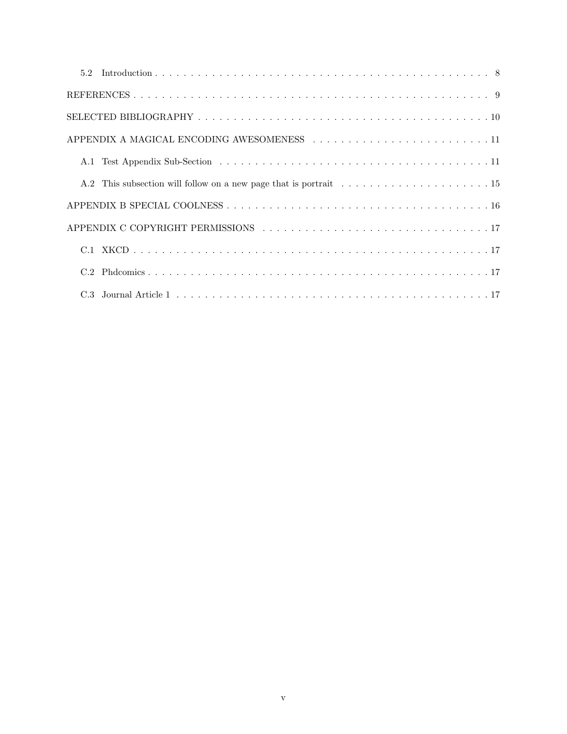5.2 Introduction . . . . . . . . . . . . . . . . . . . . . . . . . . . . . . . . . . . . . . . . . . . . . . . . 8

REFERENCES . . . . . . . . . . . . . . . . . . . . . . . . . . . . . . . . . . . . . . . . . . . . . . . . . 9

SELECTED BIBLIOGRAPHY . . . . . . . . . . . . . . . . . . . . . . . . . . . . . . . . . . . . . . . . 10

APPENDIX A MAGICAL ENCODING AWESOMENESS . . . . . . . . . . . . . . . . . . . . . . . . . 11

A.1 Test Appendix Sub-Section . . . . . . . . . . . . . . . . . . . . . . . . . . . . . . . . . . . . . 11

A.2 This subsection will follow on a new page that is portrait . . . . . . . . . . . . . . . . . . . . . 15

APPENDIX B SPECIAL COOLNESS . . . . . . . . . . . . . . . . . . . . . . . . . . . . . . . . . . . 16

APPENDIX C COPYRIGHT PERMISSIONS . . . . . . . . . . . . . . . . . . . . . . . . . . . . . . . 17

C.1 XKCD . . . . . . . . . . . . . . . . . . . . . . . . . . . . . . . . . . . . . . . . . . . . . . . . 17

C.2 Phdcomics . . . . . . . . . . . . . . . . . . . . . . . . . . . . . . . . . . . . . . . . . . . . . . 17

C.3 Journal Article 1 . . . . . . . . . . . . . . . . . . . . . . . . . . . . . . . . . . . . . . . . . . . 17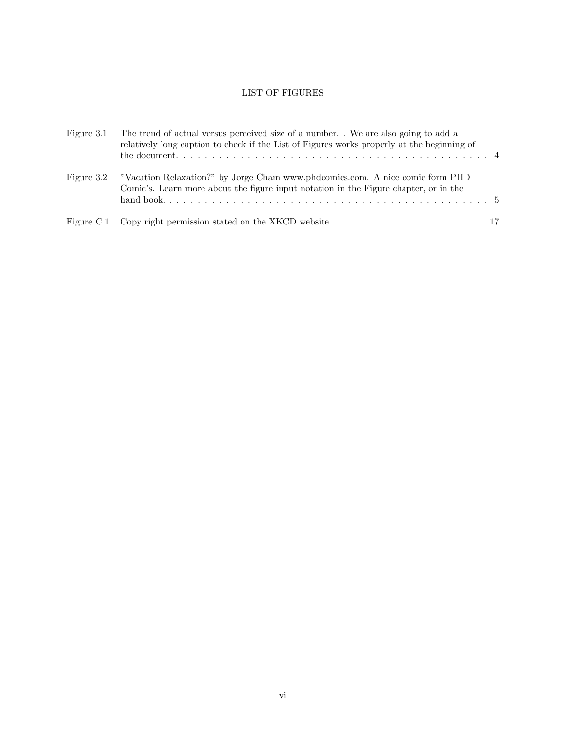# LIST OF FIGURES

| | | |
|---|---|---|
| Figure 3.1 | The trend of actual versus perceived size of a number. . We are also going to add a relatively long caption to check if the List of Figures works properly at the beginning of the document. | 4 |
| Figure 3.2 | "Vacation Relaxation?" by Jorge Cham www.phdcomics.com. A nice comic form PHD Comic's. Learn more about the figure input notation in the Figure chapter, or in the hand book. | 5 |
| Figure C.1 | Copy right permission stated on the XKCD website | 17 |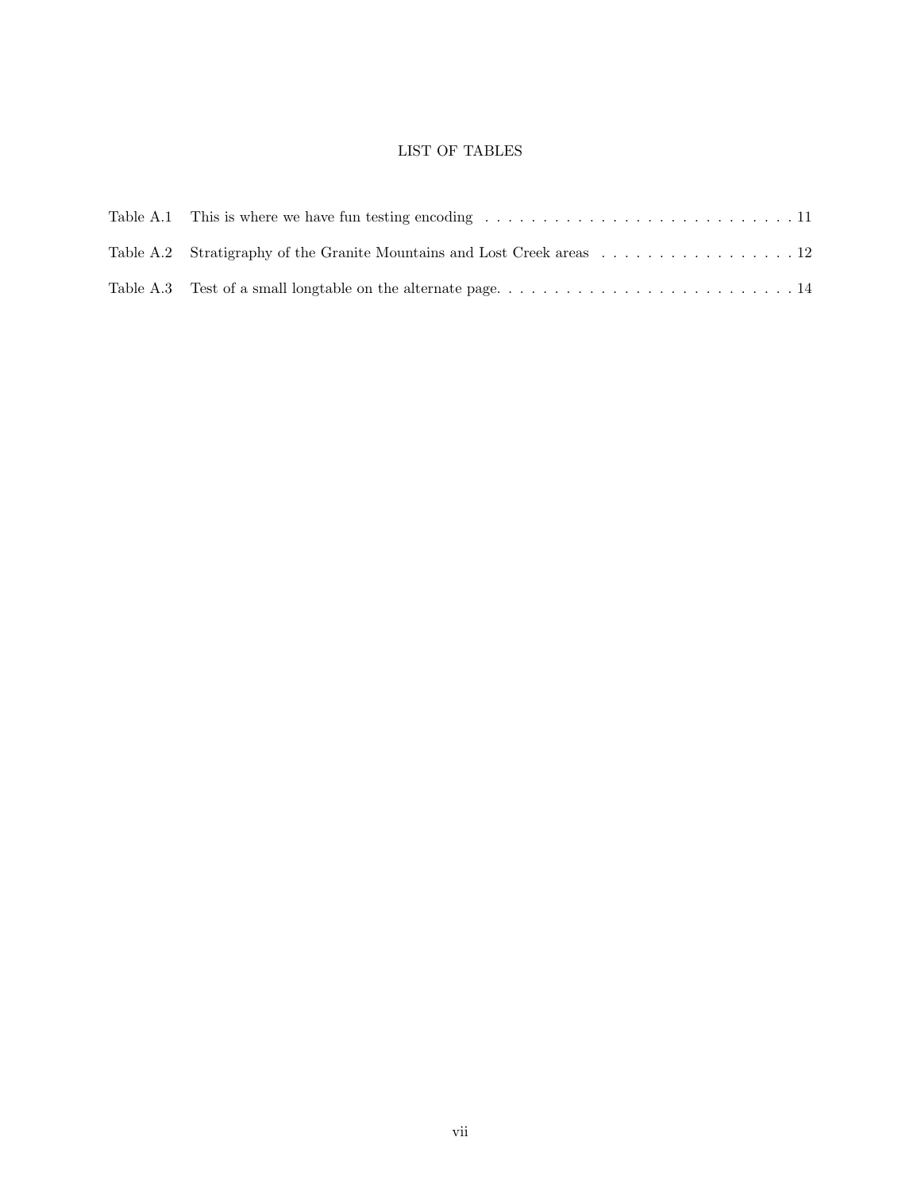# LIST OF TABLES

Table A.1 This is where we have fun testing encoding . . . . . . . . . . . . . . . . . . . . . . . . . . . . . 11

Table A.2 Stratigraphy of the Granite Mountains and Lost Creek areas . . . . . . . . . . . . . . . . . . 12

Table A.3 Test of a small longtable on the alternate page. . . . . . . . . . . . . . . . . . . . . . . . . . . . 14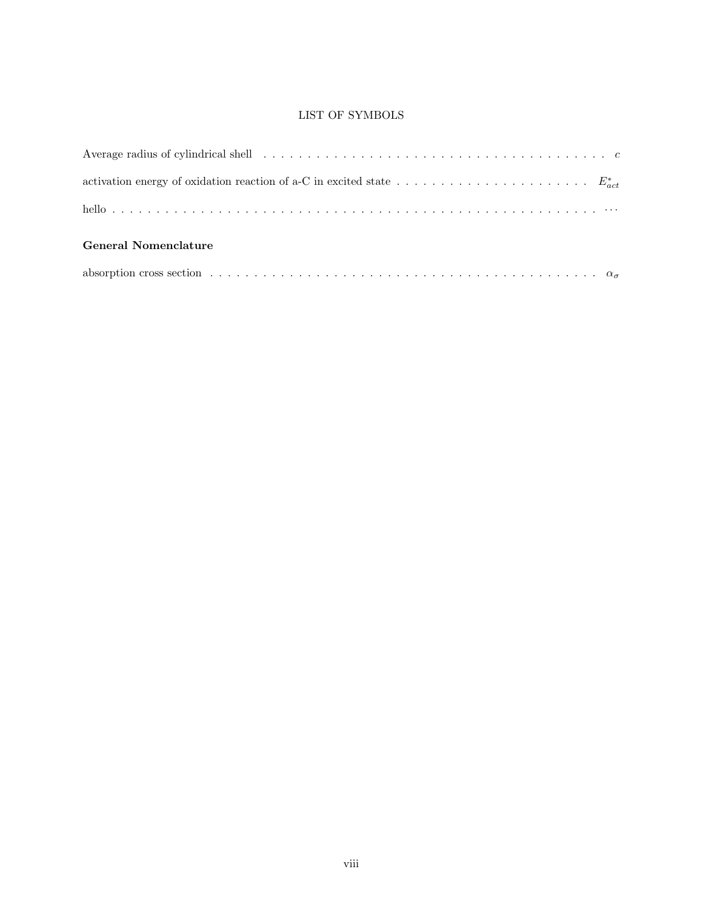# LIST OF SYMBOLS

Average radius of cylindrical shell . . . . . . . . . . . . . . . . . . . . . . . . . . . . . . . . . . . . . . . . $c$

activation energy of oxidation reaction of a-C in excited state . . . . . . . . . . . . . . . . . . . . . . $E^*_{act}$

hello . . . . . . . . . . . . . . . . . . . . . . . . . . . . . . . . . . . . . . . . . . . . . . . . . . . . . . . . . . . . . . $\cdots$

## General Nomenclature

absorption cross section . . . . . . . . . . . . . . . . . . . . . . . . . . . . . . . . . . . . . . . . . . . . . $\alpha_\sigma$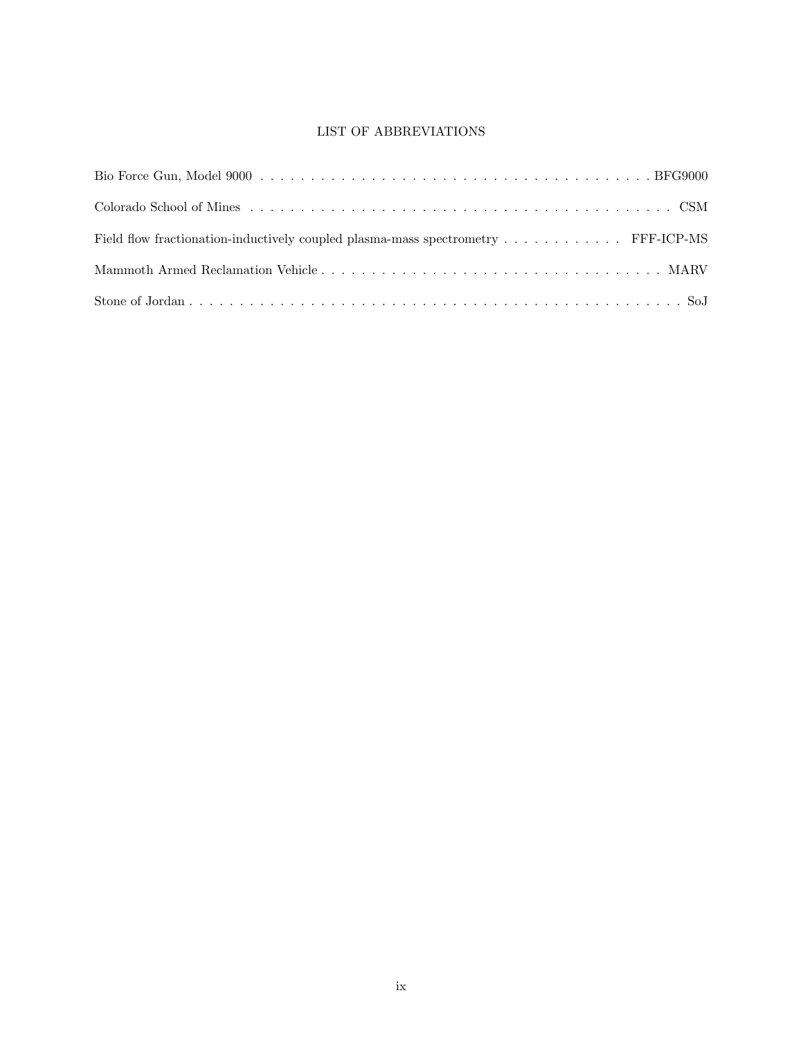# LIST OF ABBREVIATIONS

Bio Force Gun, Model 9000 . . . . . . . . . . . . . . . . . . . . . . . . . . . . . . . . . . . . . . . BFG9000

Colorado School of Mines . . . . . . . . . . . . . . . . . . . . . . . . . . . . . . . . . . . . . . . . . . . CSM

Field flow fractionation-inductively coupled plasma-mass spectrometry . . . . . . . . . . . . FFF-ICP-MS

Mammoth Armed Reclamation Vehicle . . . . . . . . . . . . . . . . . . . . . . . . . . . . . . . . . . MARV

Stone of Jordan . . . . . . . . . . . . . . . . . . . . . . . . . . . . . . . . . . . . . . . . . . . . . . . . . . . SoJ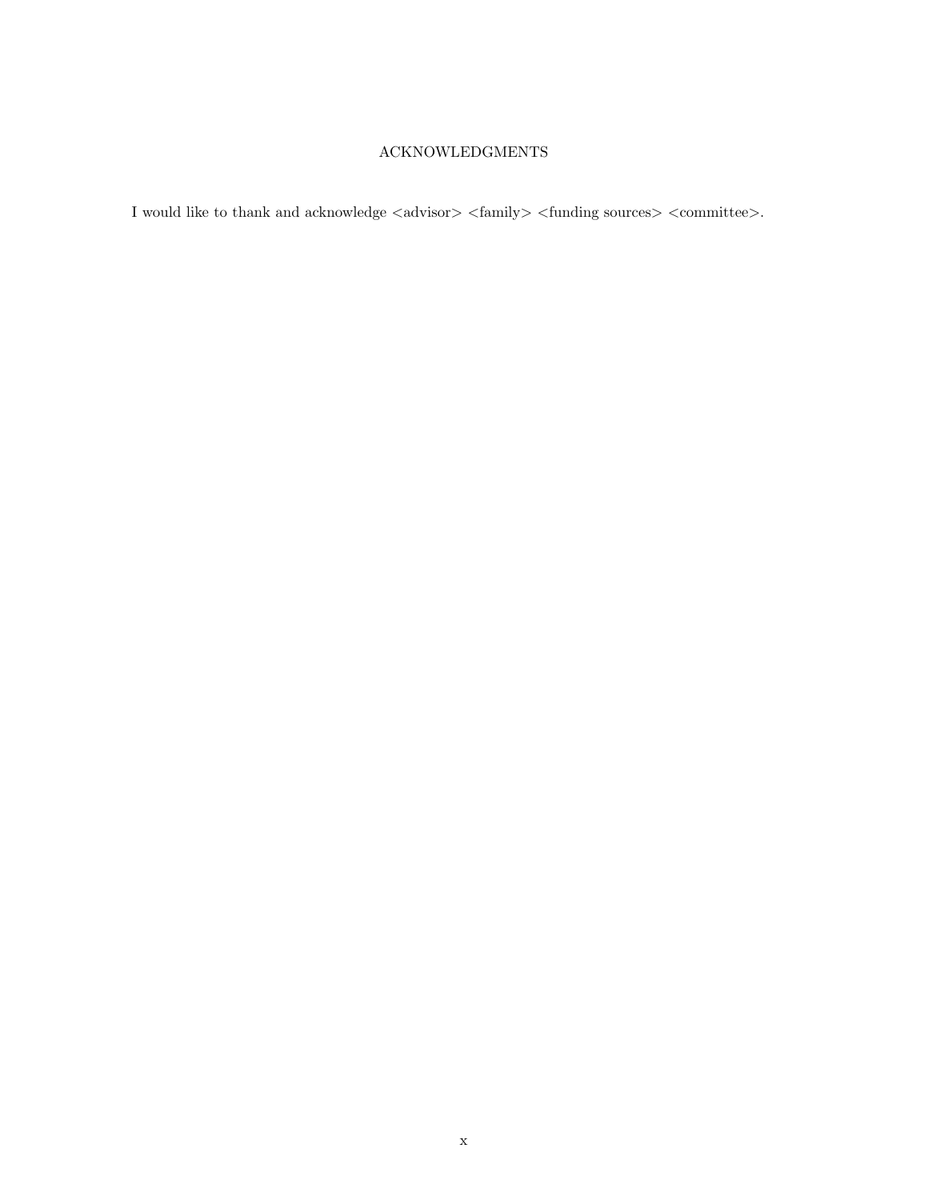# ACKNOWLEDGMENTS

I would like to thank and acknowledge <advisor> <family> <funding sources> <committee>.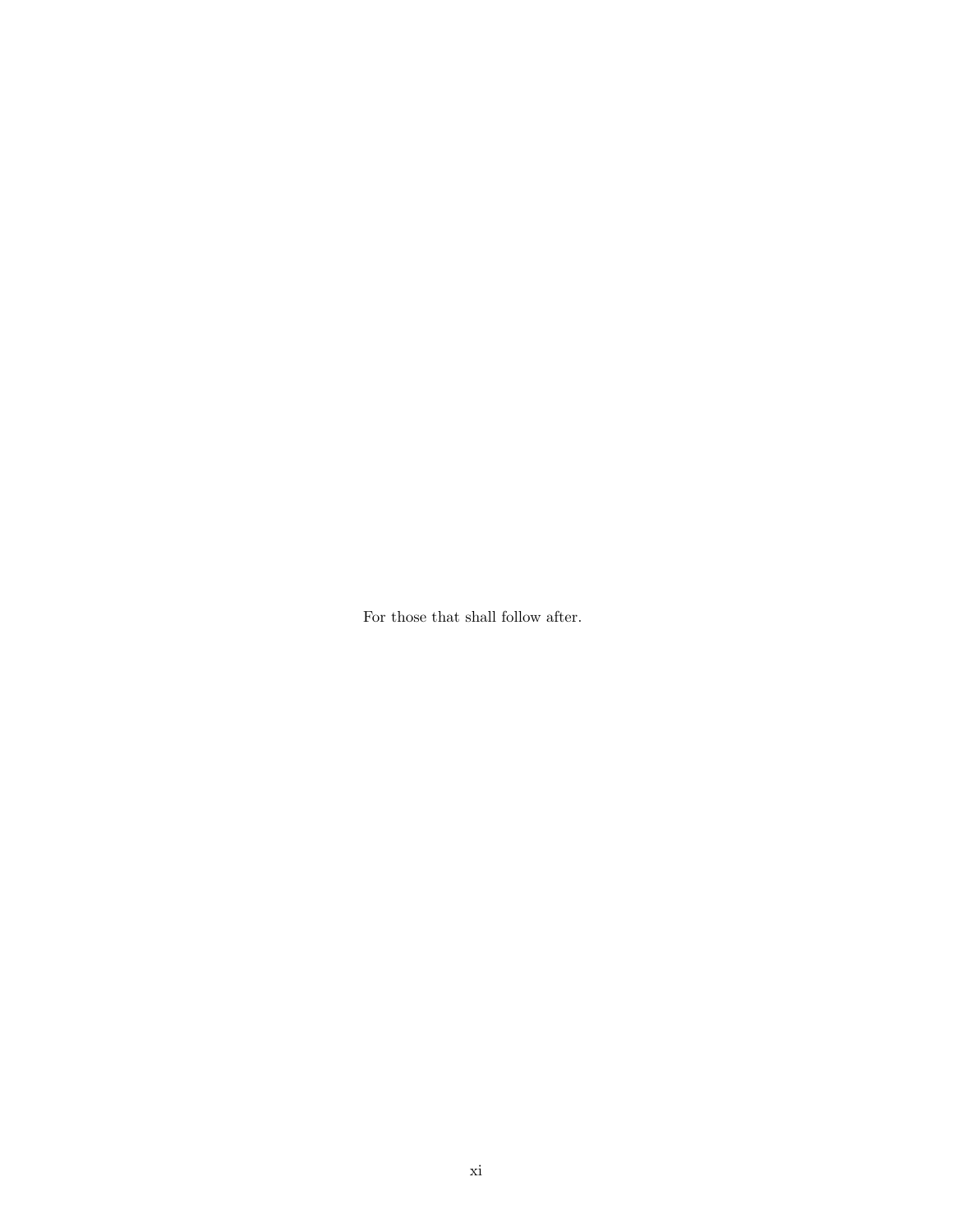For those that shall follow after.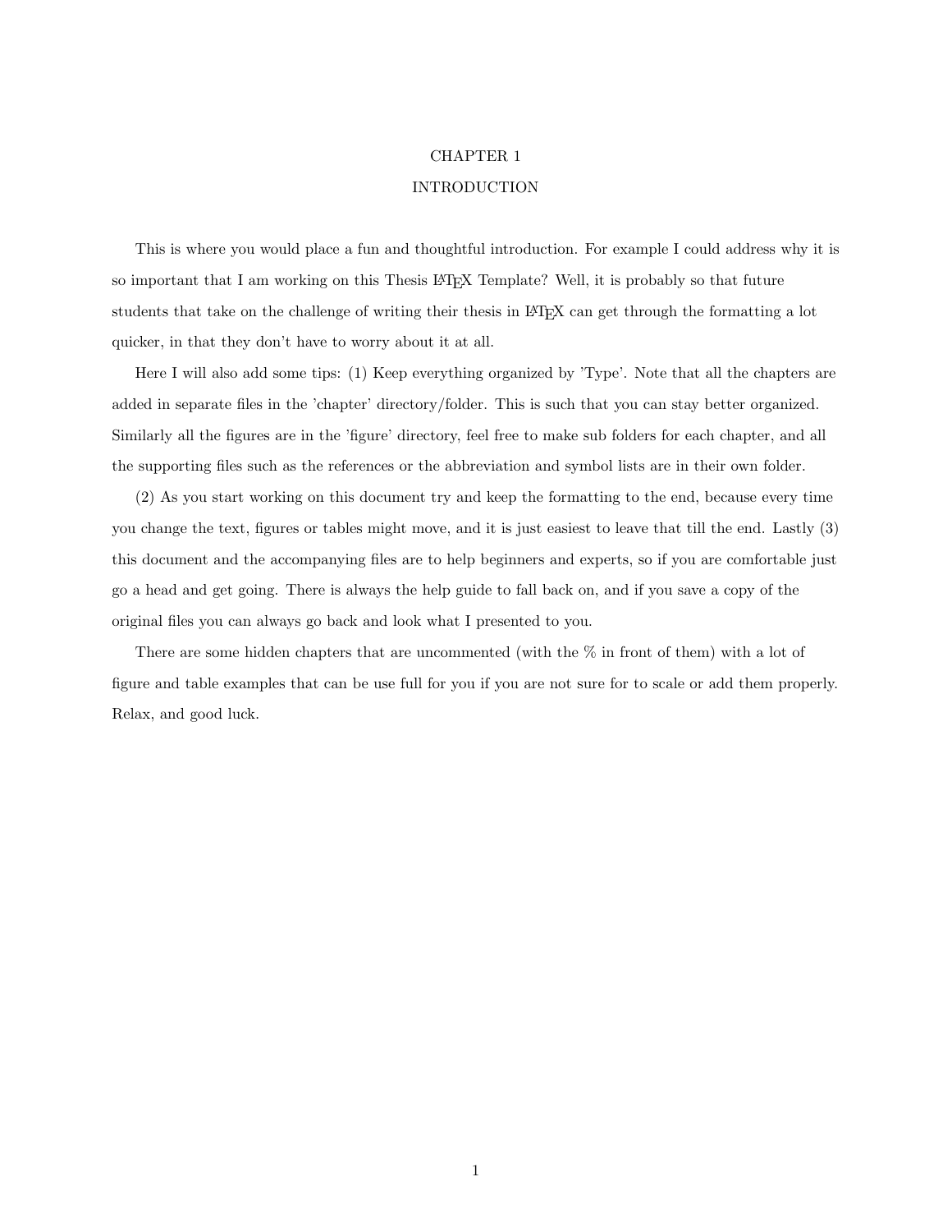# CHAPTER 1
# INTRODUCTION

This is where you would place a fun and thoughtful introduction. For example I could address why it is so important that I am working on this Thesis LaTeX Template? Well, it is probably so that future students that take on the challenge of writing their thesis in LaTeX can get through the formatting a lot quicker, in that they don't have to worry about it at all.

Here I will also add some tips: (1) Keep everything organized by 'Type'. Note that all the chapters are added in separate files in the 'chapter' directory/folder. This is such that you can stay better organized. Similarly all the figures are in the 'figure' directory, feel free to make sub folders for each chapter, and all the supporting files such as the references or the abbreviation and symbol lists are in their own folder.

(2) As you start working on this document try and keep the formatting to the end, because every time you change the text, figures or tables might move, and it is just easiest to leave that till the end. Lastly (3) this document and the accompanying files are to help beginners and experts, so if you are comfortable just go a head and get going. There is always the help guide to fall back on, and if you save a copy of the original files you can always go back and look what I presented to you.

There are some hidden chapters that are uncommented (with the % in front of them) with a lot of figure and table examples that can be use full for you if you are not sure for to scale or add them properly. Relax, and good luck.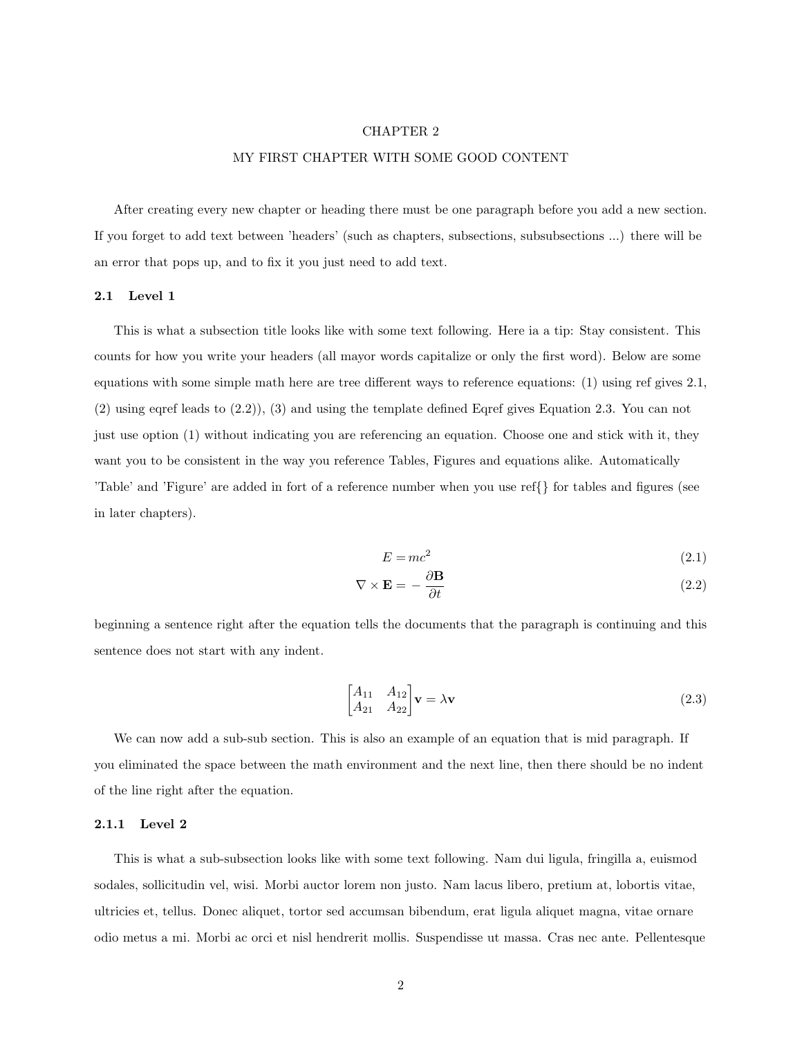# CHAPTER 2

# MY FIRST CHAPTER WITH SOME GOOD CONTENT

After creating every new chapter or heading there must be one paragraph before you add a new section. If you forget to add text between 'headers' (such as chapters, subsections, subsubsections ...) there will be an error that pops up, and to fix it you just need to add text.

## 2.1 Level 1

This is what a subsection title looks like with some text following. Here ia a tip: Stay consistent. This counts for how you write your headers (all mayor words capitalize or only the first word). Below are some equations with some simple math here are tree different ways to reference equations: (1) using ref gives 2.1, (2) using eqref leads to (2.2)), (3) and using the template defined Eqref gives Equation 2.3. You can not just use option (1) without indicating you are referencing an equation. Choose one and stick with it, they want you to be consistent in the way you reference Tables, Figures and equations alike. Automatically 'Table' and 'Figure' are added in fort of a reference number when you use ref{} for tables and figures (see in later chapters).

$$E = mc^2 \tag{2.1}$$

$$\nabla \times \mathbf{E} = -\frac{\partial \mathbf{B}}{\partial t} \tag{2.2}$$

beginning a sentence right after the equation tells the documents that the paragraph is continuing and this sentence does not start with any indent.

$$\begin{bmatrix} A_{11} & A_{12} \\ A_{21} & A_{22} \end{bmatrix} \mathbf{v} = \lambda \mathbf{v} \tag{2.3}$$

We can now add a sub-sub section. This is also an example of an equation that is mid paragraph. If you eliminated the space between the math environment and the next line, then there should be no indent of the line right after the equation.

### 2.1.1 Level 2

This is what a sub-subsection looks like with some text following. Nam dui ligula, fringilla a, euismod sodales, sollicitudin vel, wisi. Morbi auctor lorem non justo. Nam lacus libero, pretium at, lobortis vitae, ultricies et, tellus. Donec aliquet, tortor sed accumsan bibendum, erat ligula aliquet magna, vitae ornare odio metus a mi. Morbi ac orci et nisl hendrerit mollis. Suspendisse ut massa. Cras nec ante. Pellentesque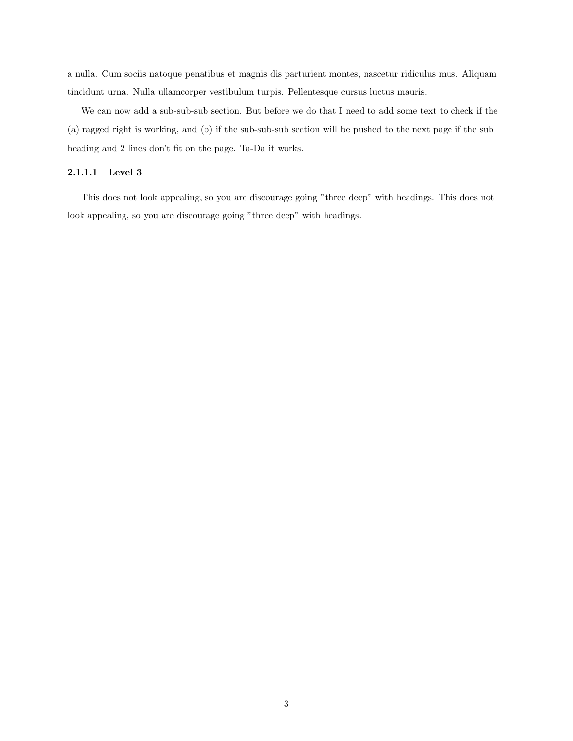a nulla. Cum sociis natoque penatibus et magnis dis parturient montes, nascetur ridiculus mus. Aliquam tincidunt urna. Nulla ullamcorper vestibulum turpis. Pellentesque cursus luctus mauris.

We can now add a sub-sub-sub section. But before we do that I need to add some text to check if the (a) ragged right is working, and (b) if the sub-sub-sub section will be pushed to the next page if the sub heading and 2 lines don't fit on the page. Ta-Da it works.

#### 2.1.1.1 Level 3

This does not look appealing, so you are discourage going "three deep" with headings. This does not look appealing, so you are discourage going "three deep" with headings.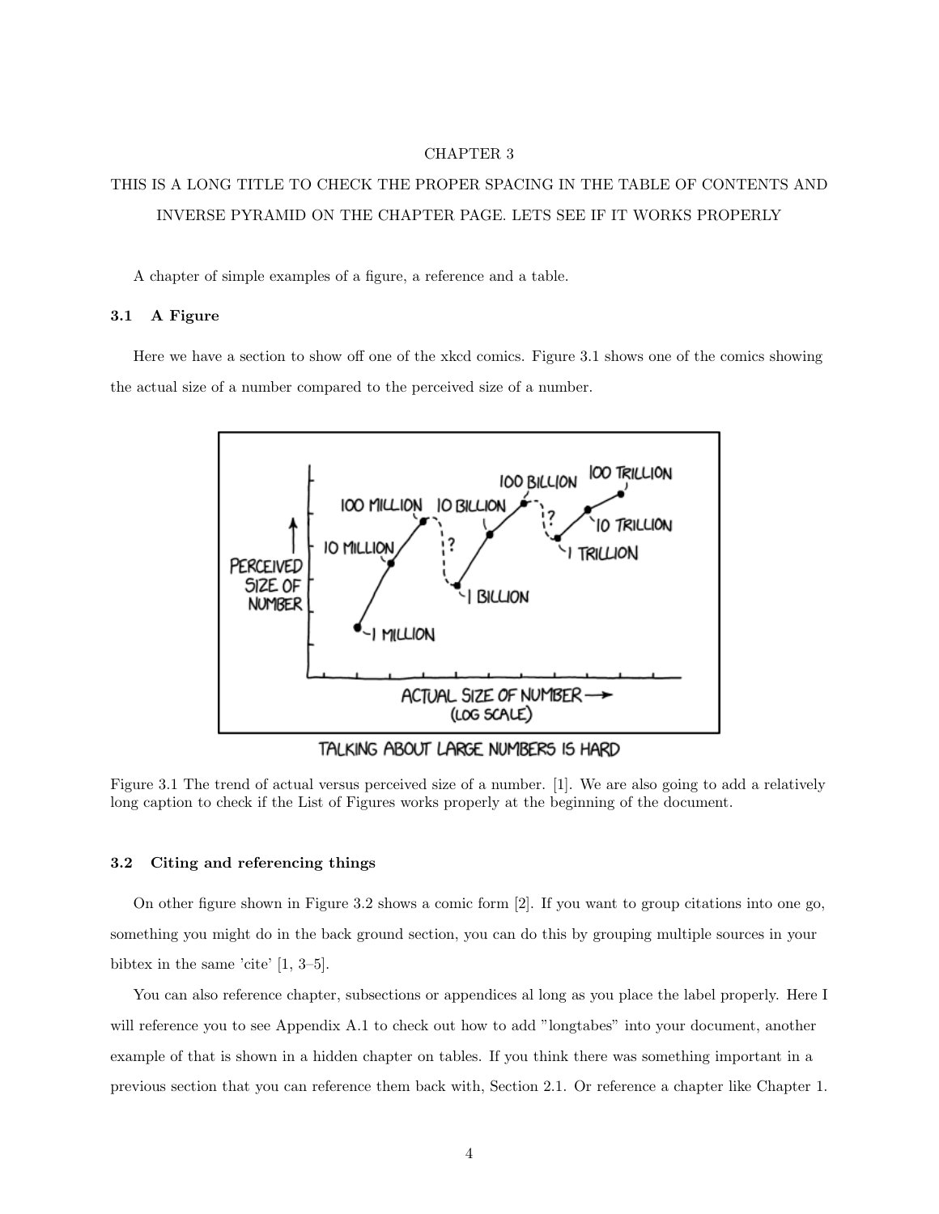# CHAPTER 3

# THIS IS A LONG TITLE TO CHECK THE PROPER SPACING IN THE TABLE OF CONTENTS AND INVERSE PYRAMID ON THE CHAPTER PAGE. LETS SEE IF IT WORKS PROPERLY

A chapter of simple examples of a figure, a reference and a table.

## 3.1 A Figure

Here we have a section to show off one of the xkcd comics. Figure 3.1 shows one of the comics showing the actual size of a number compared to the perceived size of a number.

Figure 3.1 The trend of actual versus perceived size of a number. [1]. We are also going to add a relatively long caption to check if the List of Figures works properly at the beginning of the document.

## 3.2 Citing and referencing things

On other figure shown in Figure 3.2 shows a comic form [2]. If you want to group citations into one go, something you might do in the back ground section, you can do this by grouping multiple sources in your bibtex in the same 'cite' [1, 3–5].

You can also reference chapter, subsections or appendices al long as you place the label properly. Here I will reference you to see Appendix A.1 to check out how to add "longtabes" into your document, another example of that is shown in a hidden chapter on tables. If you think there was something important in a previous section that you can reference them back with, Section 2.1. Or reference a chapter like Chapter 1.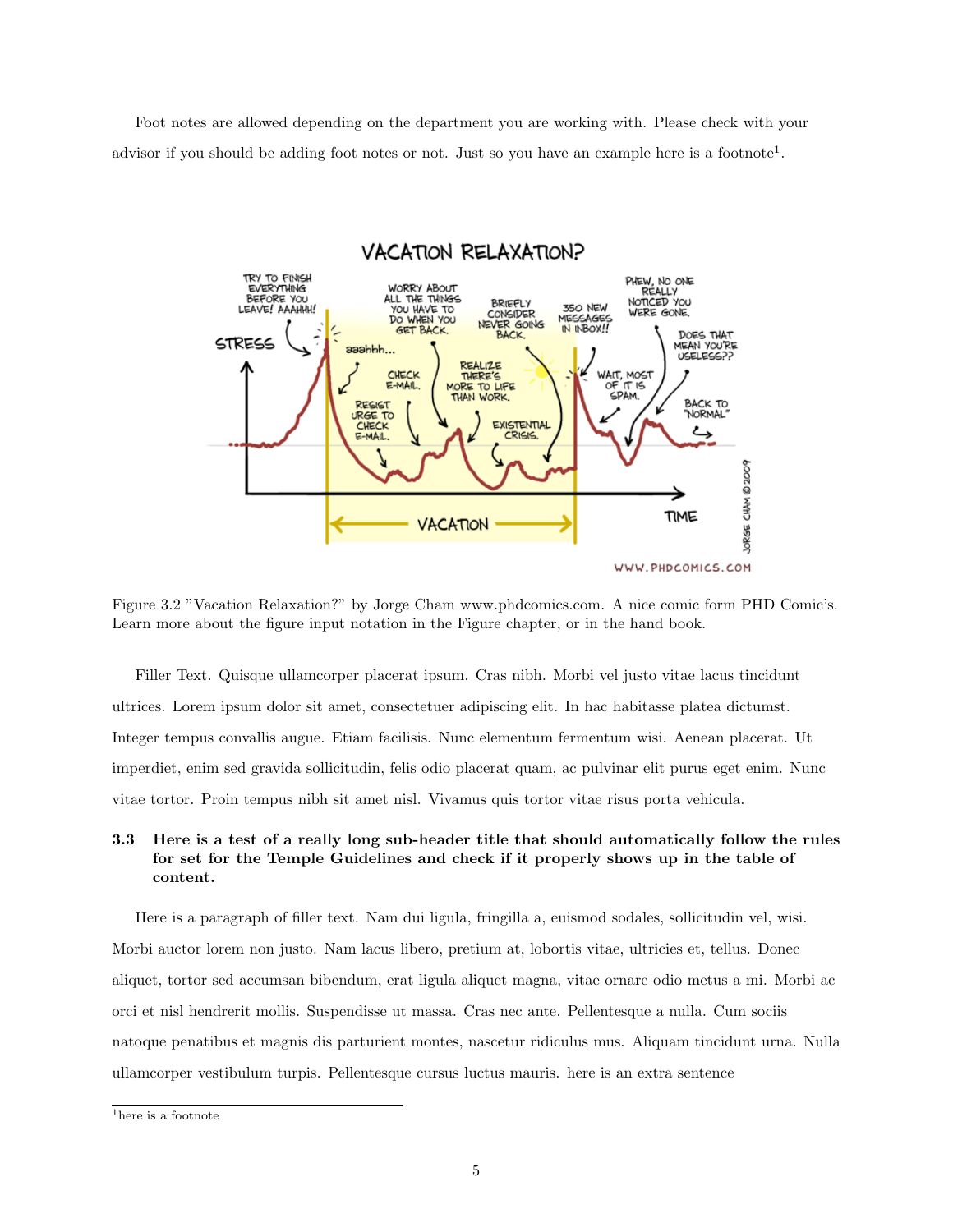Foot notes are allowed depending on the department you are working with. Please check with your advisor if you should be adding foot notes or not. Just so you have an example here is a footnote[1].

Figure 3.2 "Vacation Relaxation?" by Jorge Cham www.phdcomics.com. A nice comic form PHD Comic's. Learn more about the figure input notation in the Figure chapter, or in the hand book.

Filler Text. Quisque ullamcorper placerat ipsum. Cras nibh. Morbi vel justo vitae lacus tincidunt ultrices. Lorem ipsum dolor sit amet, consectetuer adipiscing elit. In hac habitasse platea dictumst. Integer tempus convallis augue. Etiam facilisis. Nunc elementum fermentum wisi. Aenean placerat. Ut imperdiet, enim sed gravida sollicitudin, felis odio placerat quam, ac pulvinar elit purus eget enim. Nunc vitae tortor. Proin tempus nibh sit amet nisl. Vivamus quis tortor vitae risus porta vehicula.

### 3.3 Here is a test of a really long sub-header title that should automatically follow the rules for set for the Temple Guidelines and check if it properly shows up in the table of content.

Here is a paragraph of filler text. Nam dui ligula, fringilla a, euismod sodales, sollicitudin vel, wisi. Morbi auctor lorem non justo. Nam lacus libero, pretium at, lobortis vitae, ultricies et, tellus. Donec aliquet, tortor sed accumsan bibendum, erat ligula aliquet magna, vitae ornare odio metus a mi. Morbi ac orci et nisl hendrerit mollis. Suspendisse ut massa. Cras nec ante. Pellentesque a nulla. Cum sociis natoque penatibus et magnis dis parturient montes, nascetur ridiculus mus. Aliquam tincidunt urna. Nulla ullamcorper vestibulum turpis. Pellentesque cursus luctus mauris. here is an extra sentence

[1] here is a footnote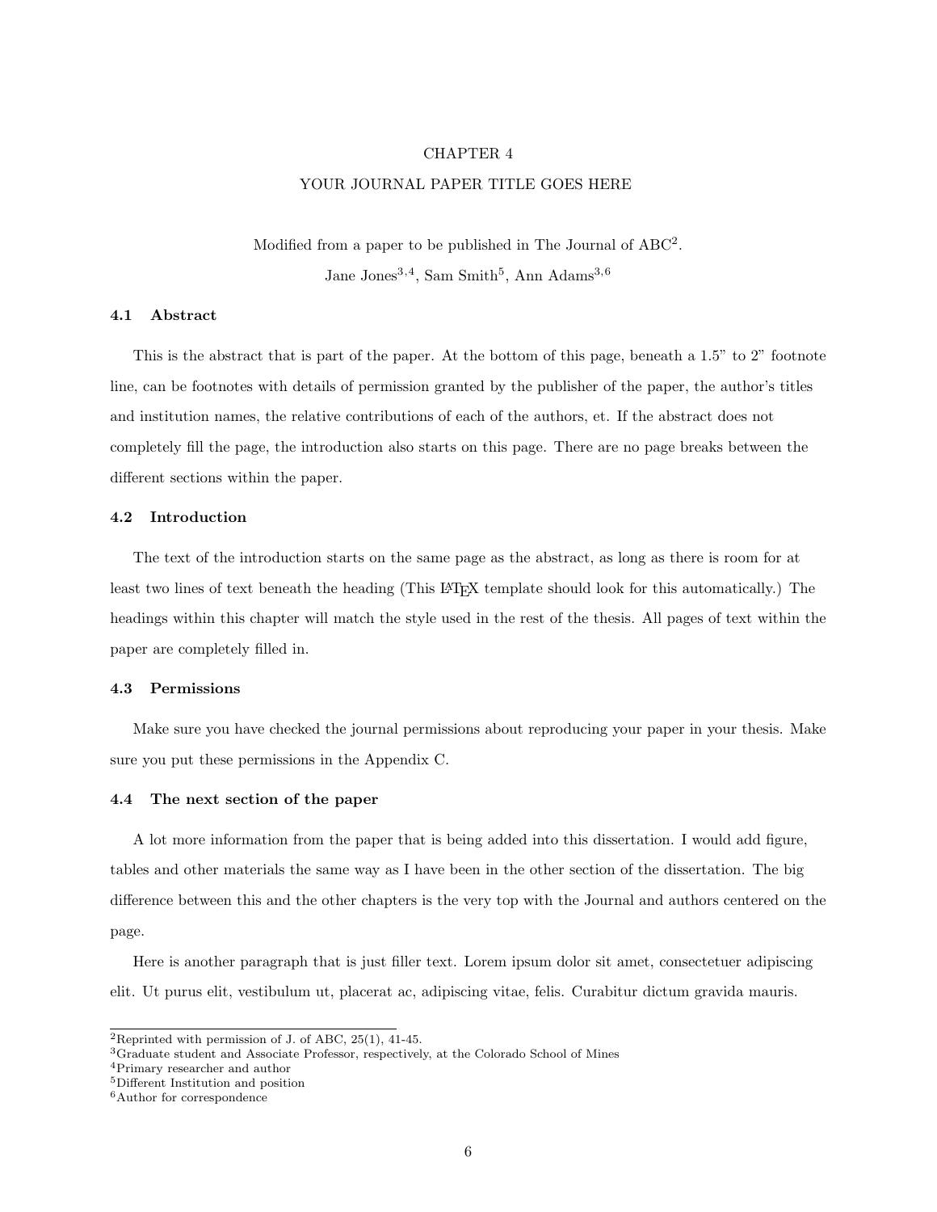# CHAPTER 4

# YOUR JOURNAL PAPER TITLE GOES HERE

Modified from a paper to be published in The Journal of ABC[2].

Jane Jones[3,4], Sam Smith[5], Ann Adams[3,6]

## 4.1 Abstract

This is the abstract that is part of the paper. At the bottom of this page, beneath a 1.5" to 2" footnote line, can be footnotes with details of permission granted by the publisher of the paper, the author's titles and institution names, the relative contributions of each of the authors, et. If the abstract does not completely fill the page, the introduction also starts on this page. There are no page breaks between the different sections within the paper.

## 4.2 Introduction

The text of the introduction starts on the same page as the abstract, as long as there is room for at least two lines of text beneath the heading (This LaTeX template should look for this automatically.) The headings within this chapter will match the style used in the rest of the thesis. All pages of text within the paper are completely filled in.

## 4.3 Permissions

Make sure you have checked the journal permissions about reproducing your paper in your thesis. Make sure you put these permissions in the Appendix C.

## 4.4 The next section of the paper

A lot more information from the paper that is being added into this dissertation. I would add figure, tables and other materials the same way as I have been in the other section of the dissertation. The big difference between this and the other chapters is the very top with the Journal and authors centered on the page.

Here is another paragraph that is just filler text. Lorem ipsum dolor sit amet, consectetuer adipiscing elit. Ut purus elit, vestibulum ut, placerat ac, adipiscing vitae, felis. Curabitur dictum gravida mauris.

---

[2] Reprinted with permission of J. of ABC, 25(1), 41-45.

[3] Graduate student and Associate Professor, respectively, at the Colorado School of Mines

[4] Primary researcher and author

[5] Different Institution and position

[6] Author for correspondence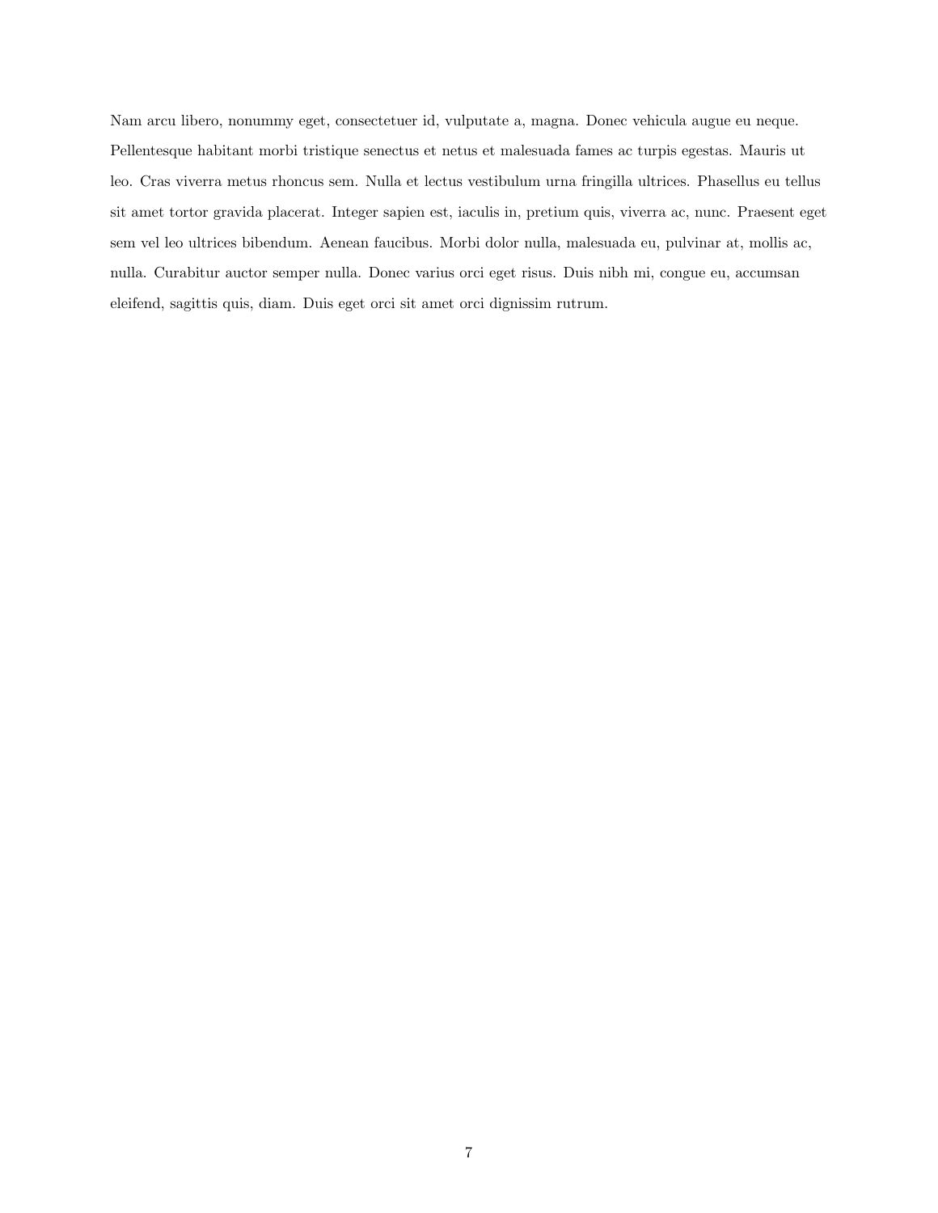Nam arcu libero, nonummy eget, consectetuer id, vulputate a, magna. Donec vehicula augue eu neque. Pellentesque habitant morbi tristique senectus et netus et malesuada fames ac turpis egestas. Mauris ut leo. Cras viverra metus rhoncus sem. Nulla et lectus vestibulum urna fringilla ultrices. Phasellus eu tellus sit amet tortor gravida placerat. Integer sapien est, iaculis in, pretium quis, viverra ac, nunc. Praesent eget sem vel leo ultrices bibendum. Aenean faucibus. Morbi dolor nulla, malesuada eu, pulvinar at, mollis ac, nulla. Curabitur auctor semper nulla. Donec varius orci eget risus. Duis nibh mi, congue eu, accumsan eleifend, sagittis quis, diam. Duis eget orci sit amet orci dignissim rutrum.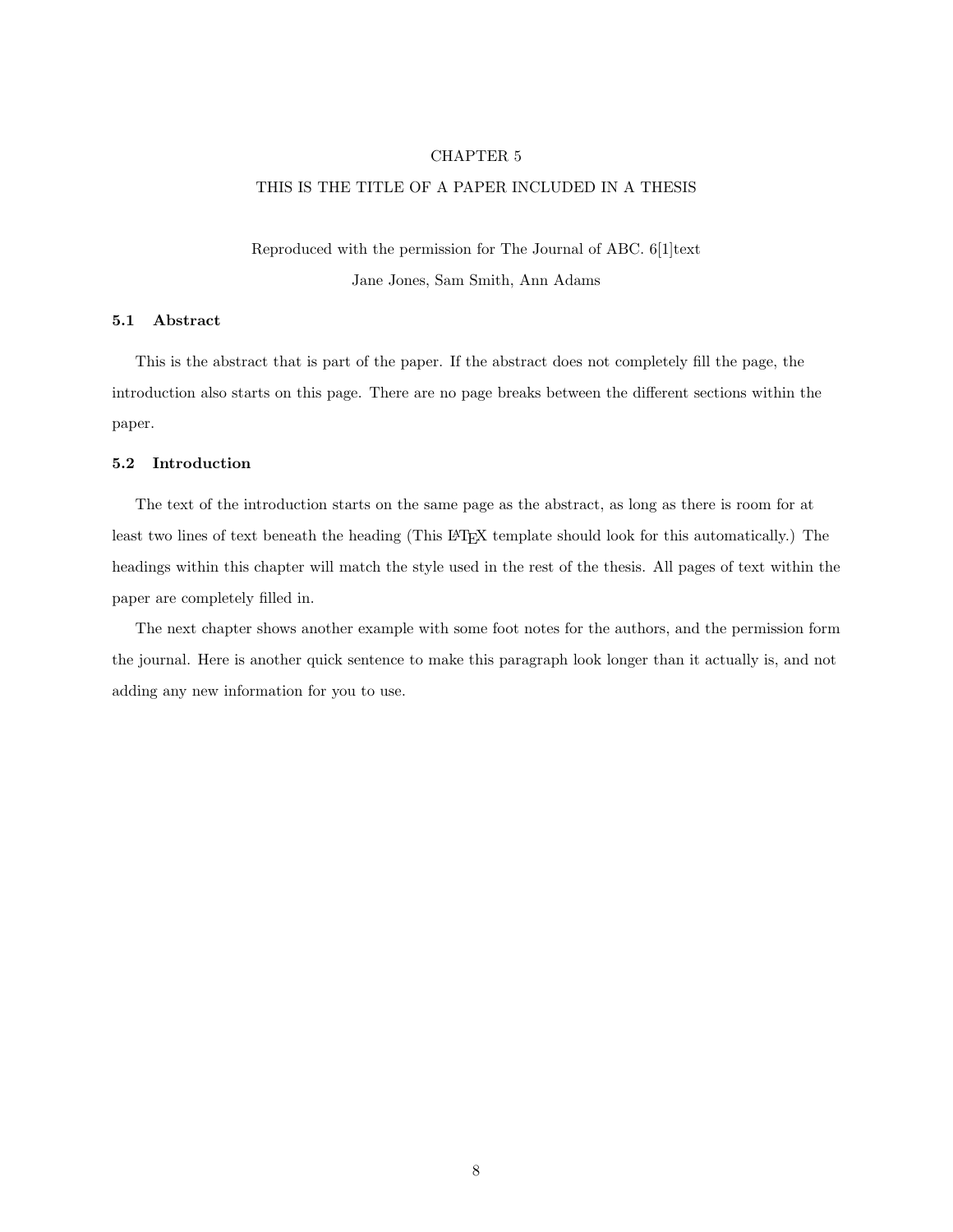# CHAPTER 5

# THIS IS THE TITLE OF A PAPER INCLUDED IN A THESIS

Reproduced with the permission for The Journal of ABC. 6[1]text

Jane Jones, Sam Smith, Ann Adams

## 5.1 Abstract

This is the abstract that is part of the paper. If the abstract does not completely fill the page, the introduction also starts on this page. There are no page breaks between the different sections within the paper.

## 5.2 Introduction

The text of the introduction starts on the same page as the abstract, as long as there is room for at least two lines of text beneath the heading (This LaTeX template should look for this automatically.) The headings within this chapter will match the style used in the rest of the thesis. All pages of text within the paper are completely filled in.

The next chapter shows another example with some foot notes for the authors, and the permission form the journal. Here is another quick sentence to make this paragraph look longer than it actually is, and not adding any new information for you to use.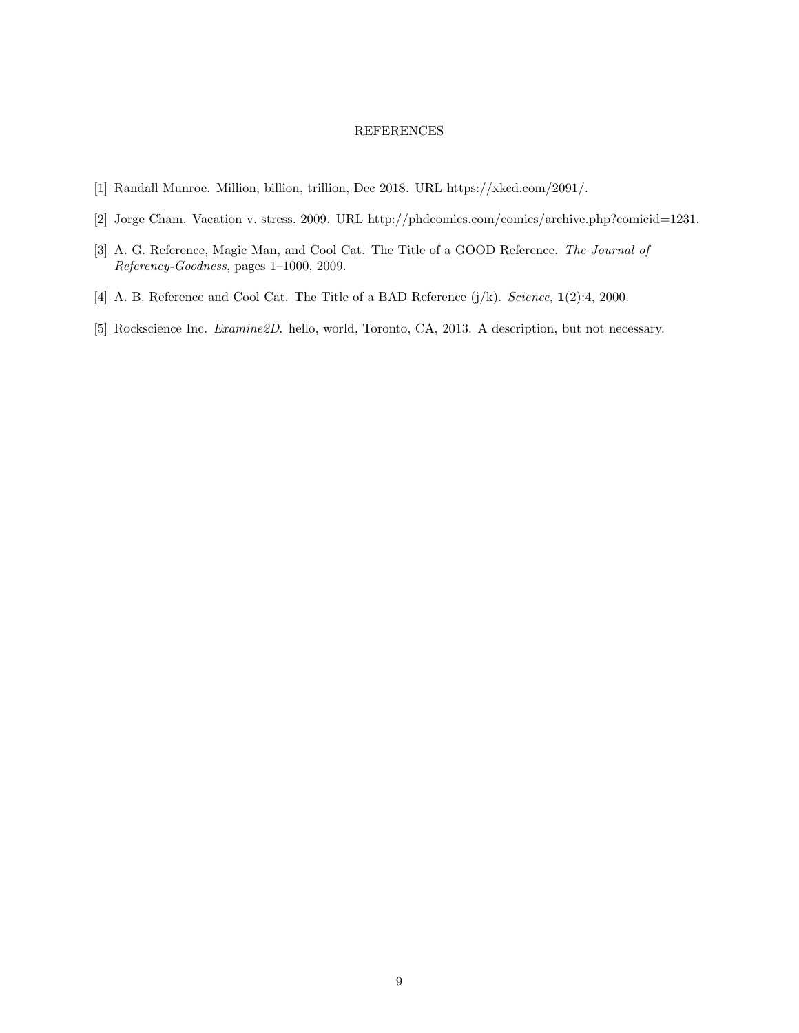# REFERENCES

[1] Randall Munroe. Million, billion, trillion, Dec 2018. URL https://xkcd.com/2091/.

[2] Jorge Cham. Vacation v. stress, 2009. URL http://phdcomics.com/comics/archive.php?comicid=1231.

[3] A. G. Reference, Magic Man, and Cool Cat. The Title of a GOOD Reference. *The Journal of Referency-Goodness*, pages 1–1000, 2009.

[4] A. B. Reference and Cool Cat. The Title of a BAD Reference (j/k). *Science*, **1**(2):4, 2000.

[5] Rockscience Inc. *Examine2D*. hello, world, Toronto, CA, 2013. A description, but not necessary.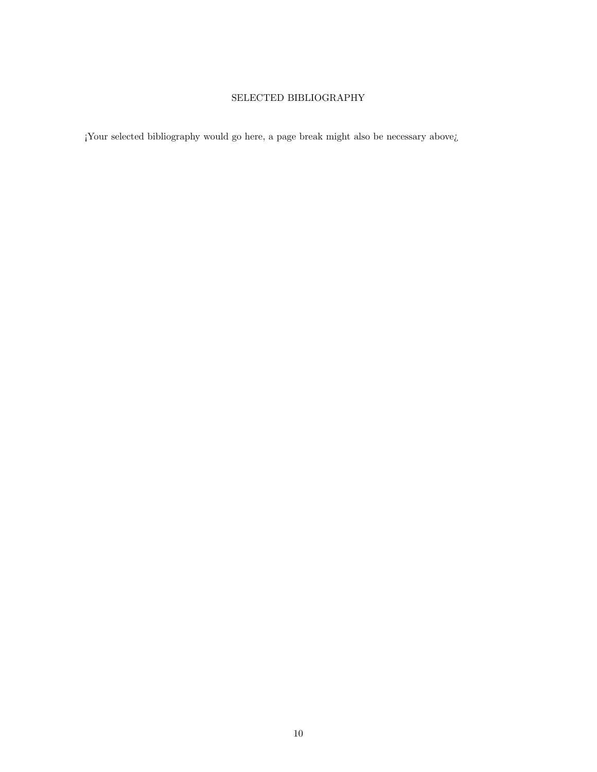## SELECTED BIBLIOGRAPHY

¡Your selected bibliography would go here, a page break might also be necessary above¿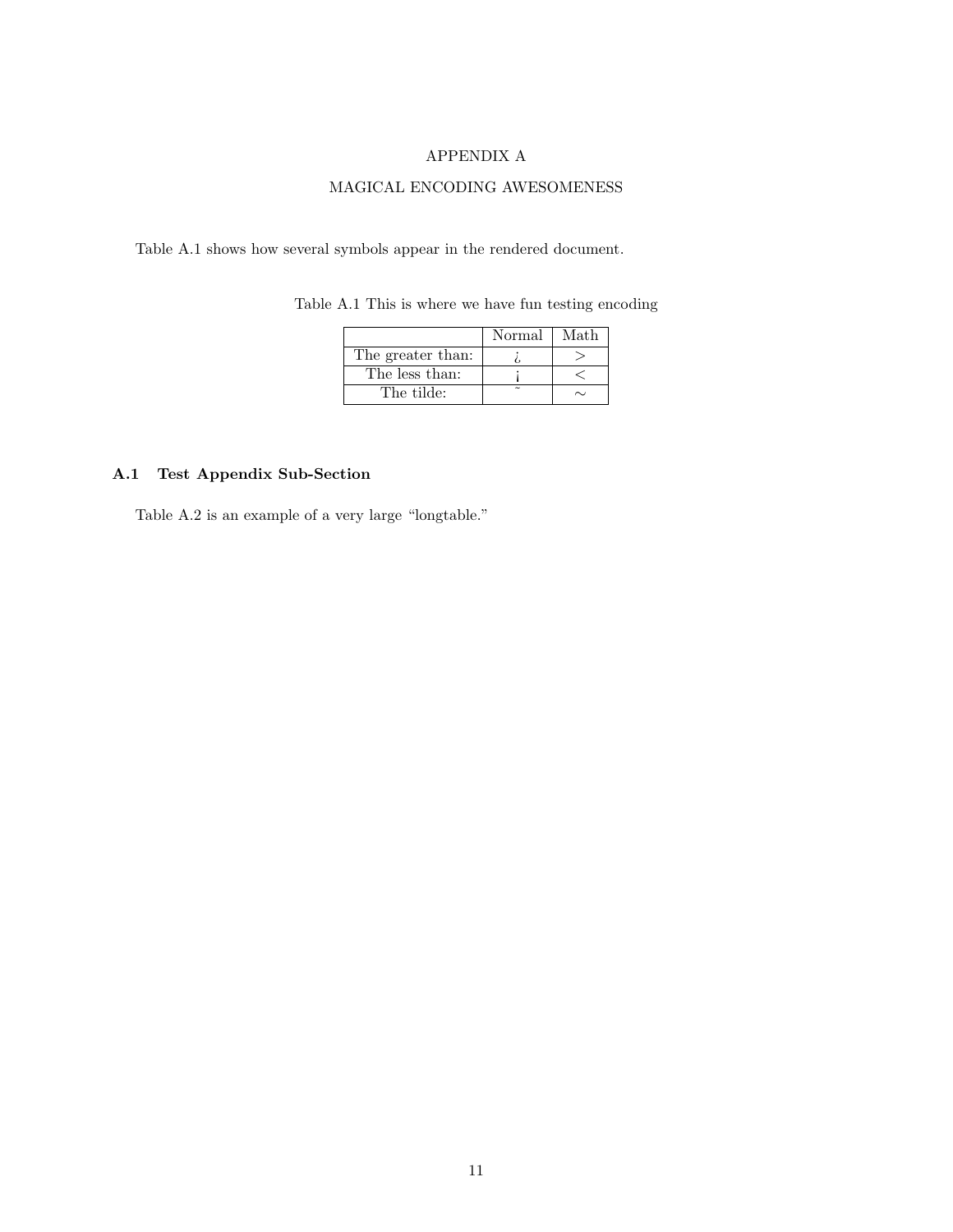# APPENDIX A

# MAGICAL ENCODING AWESOMENESS

Table A.1 shows how several symbols appear in the rendered document.

Table A.1 This is where we have fun testing encoding

| | Normal | Math |
|---|---|---|
| The greater than: | ¿ | $>$ |
| The less than: | ¡ | $<$ |
| The tilde: | ˜ | $\sim$ |

## A.1 Test Appendix Sub-Section

Table A.2 is an example of a very large “longtable.”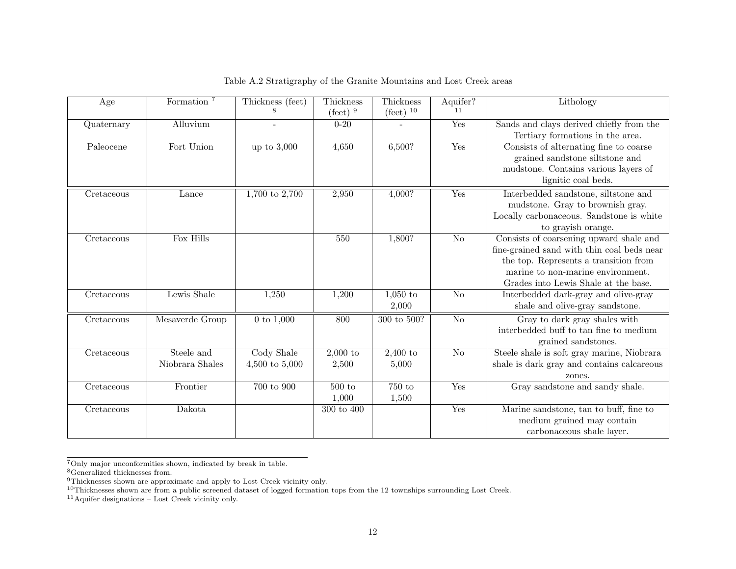Table A.2 Stratigraphy of the Granite Mountains and Lost Creek areas

| Age | Formation [7] | Thickness (feet) [8] | Thickness (feet) [9] | Thickness (feet) [10] | Aquifer? [11] | Lithology |
|---|---|---|---|---|---|---|
| Quaternary | Alluvium | - | 0-20 | - | Yes | Sands and clays derived chiefly from the Tertiary formations in the area. |
| Paleocene | Fort Union | up to 3,000 | 4,650 | 6,500? | Yes | Consists of alternating fine to coarse grained sandstone siltstone and mudstone. Contains various layers of lignitic coal beds. |
| Cretaceous | Lance | 1,700 to 2,700 | 2,950 | 4,000? | Yes | Interbedded sandstone, siltstone and mudstone. Gray to brownish gray. Locally carbonaceous. Sandstone is white to grayish orange. |
| Cretaceous | Fox Hills | | 550 | 1,800? | No | Consists of coarsening upward shale and fine-grained sand with thin coal beds near the top. Represents a transition from marine to non-marine environment. Grades into Lewis Shale at the base. |
| Cretaceous | Lewis Shale | 1,250 | 1,200 | 1,050 to 2,000 | No | Interbedded dark-gray and olive-gray shale and olive-gray sandstone. |
| Cretaceous | Mesaverde Group | 0 to 1,000 | 800 | 300 to 500? | No | Gray to dark gray shales with interbedded buff to tan fine to medium grained sandstones. |
| Cretaceous | Steele and Niobrara Shales | Cody Shale 4,500 to 5,000 | 2,000 to 2,500 | 2,400 to 5,000 | No | Steele shale is soft gray marine, Niobrara shale is dark gray and contains calcareous zones. |
| Cretaceous | Frontier | 700 to 900 | 500 to 1,000 | 750 to 1,500 | Yes | Gray sandstone and sandy shale. |
| Cretaceous | Dakota | | 300 to 400 | | Yes | Marine sandstone, tan to buff, fine to medium grained may contain carbonaceous shale layer. |

[7] Only major unconformities shown, indicated by break in table.
[8] Generalized thicknesses from.
[9] Thicknesses shown are approximate and apply to Lost Creek vicinity only.
[10] Thicknesses shown are from a public screened dataset of logged formation tops from the 12 townships surrounding Lost Creek.
[11] Aquifer designations – Lost Creek vicinity only.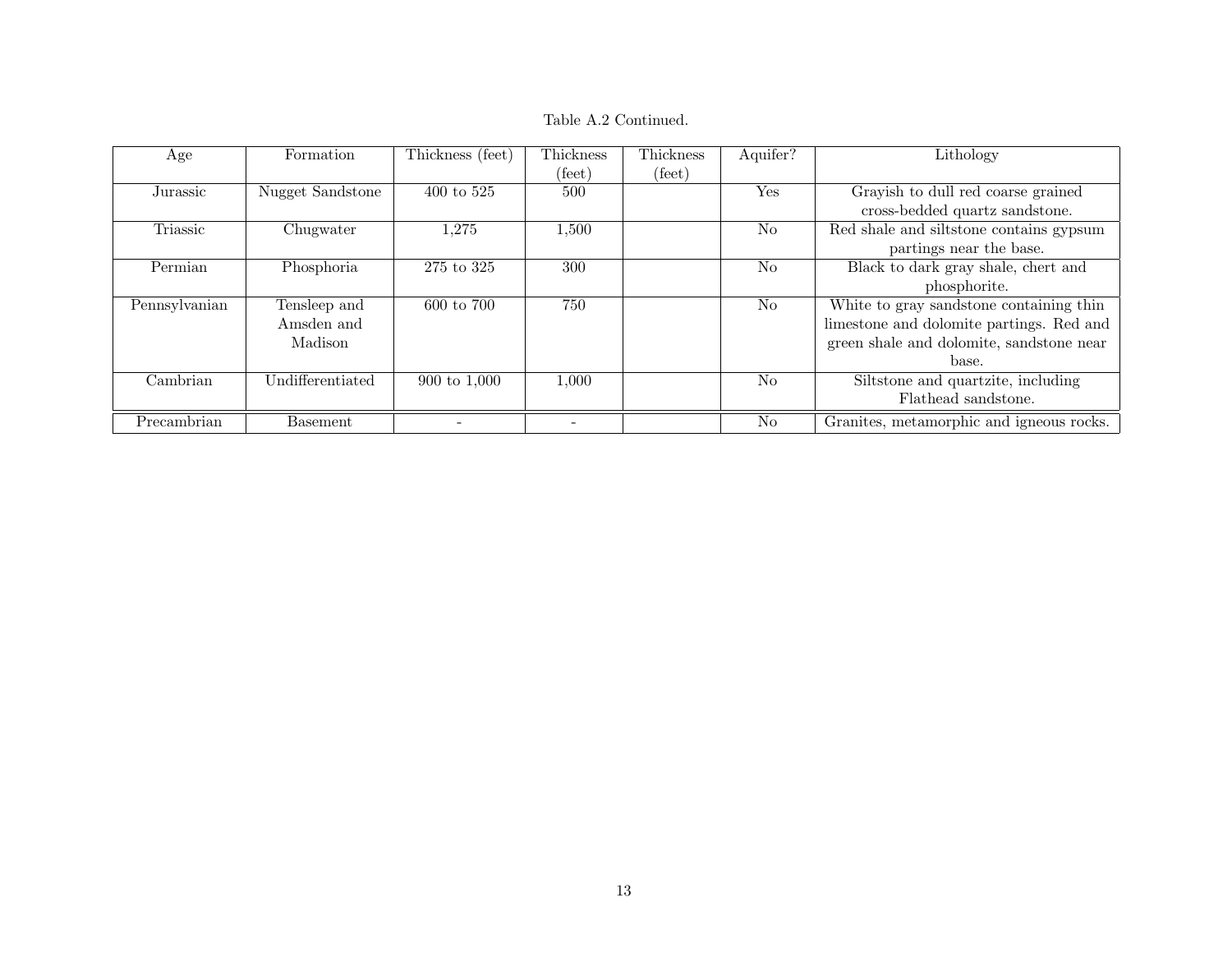Table A.2 Continued.

| Age | Formation | Thickness (feet) | Thickness (feet) | Thickness (feet) | Aquifer? | Lithology |
|---|---|---|---|---|---|---|
| Jurassic | Nugget Sandstone | 400 to 525 | 500 | | Yes | Grayish to dull red coarse grained cross-bedded quartz sandstone. |
| Triassic | Chugwater | 1,275 | 1,500 | | No | Red shale and siltstone contains gypsum partings near the base. |
| Permian | Phosphoria | 275 to 325 | 300 | | No | Black to dark gray shale, chert and phosphorite. |
| Pennsylvanian | Tensleep and Amsden and Madison | 600 to 700 | 750 | | No | White to gray sandstone containing thin limestone and dolomite partings. Red and green shale and dolomite, sandstone near base. |
| Cambrian | Undifferentiated | 900 to 1,000 | 1,000 | | No | Siltstone and quartzite, including Flathead sandstone. |
| Precambrian | Basement | - | - | | No | Granites, metamorphic and igneous rocks. |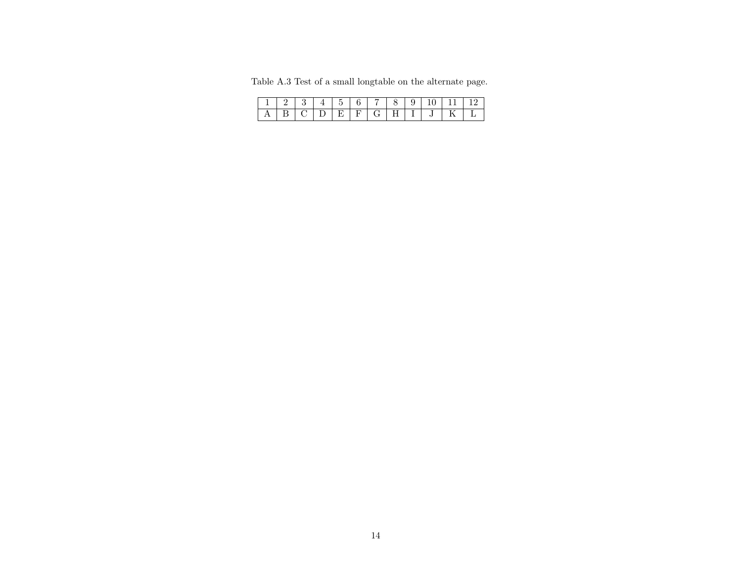Table A.3 Test of a small longtable on the alternate page.

| 1 | 2 | 3 | 4 | 5 | 6 | 7 | 8 | 9 | 10 | 11 | 12 |
|---|---|---|---|---|---|---|---|---|---|---|---|
| A | B | C | D | E | F | G | H | I | J | K | L |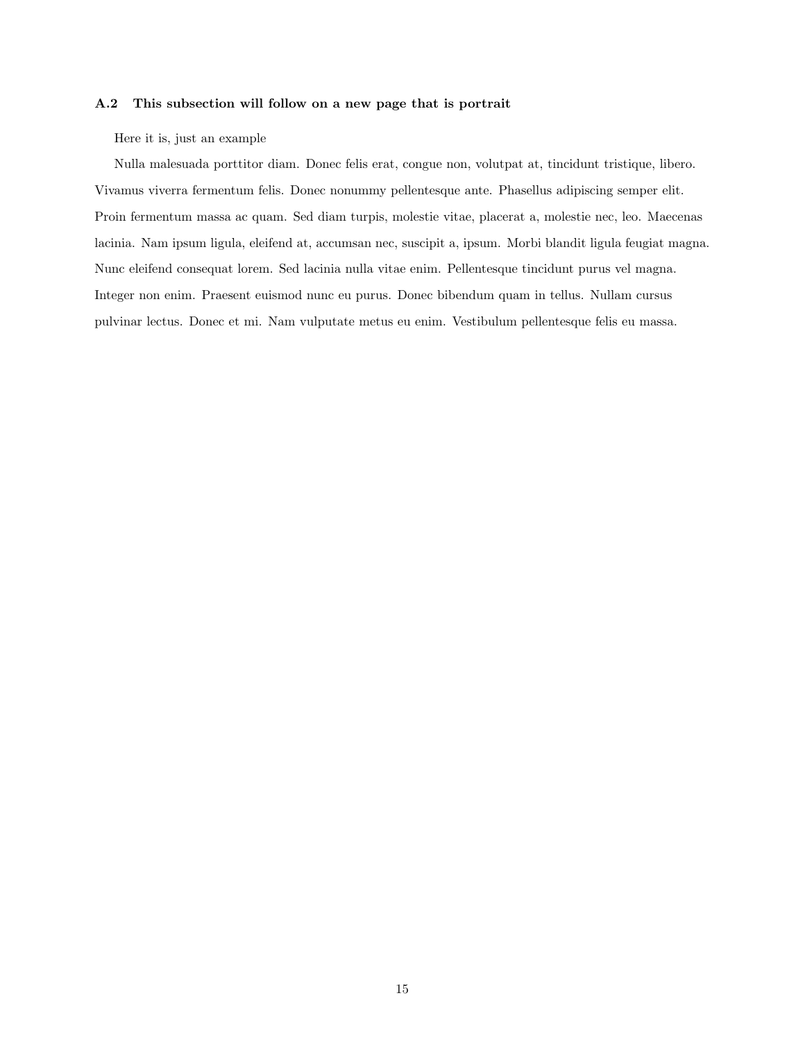### A.2 This subsection will follow on a new page that is portrait

Here it is, just an example

Nulla malesuada porttitor diam. Donec felis erat, congue non, volutpat at, tincidunt tristique, libero. Vivamus viverra fermentum felis. Donec nonummy pellentesque ante. Phasellus adipiscing semper elit. Proin fermentum massa ac quam. Sed diam turpis, molestie vitae, placerat a, molestie nec, leo. Maecenas lacinia. Nam ipsum ligula, eleifend at, accumsan nec, suscipit a, ipsum. Morbi blandit ligula feugiat magna. Nunc eleifend consequat lorem. Sed lacinia nulla vitae enim. Pellentesque tincidunt purus vel magna. Integer non enim. Praesent euismod nunc eu purus. Donec bibendum quam in tellus. Nullam cursus pulvinar lectus. Donec et mi. Nam vulputate metus eu enim. Vestibulum pellentesque felis eu massa.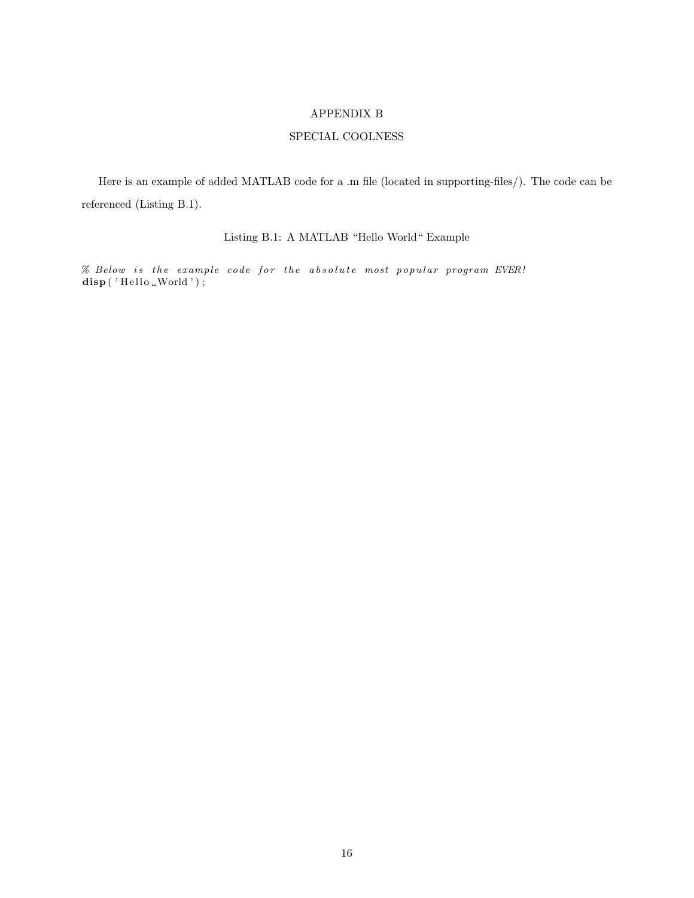# APPENDIX B

## SPECIAL COOLNESS

Here is an example of added MATLAB code for a .m file (located in supporting-files/). The code can be referenced (Listing B.1).

Listing B.1: A MATLAB "Hello World" Example

```
% Below is the example code for the absolute most popular program EVER!
disp('Hello World');
```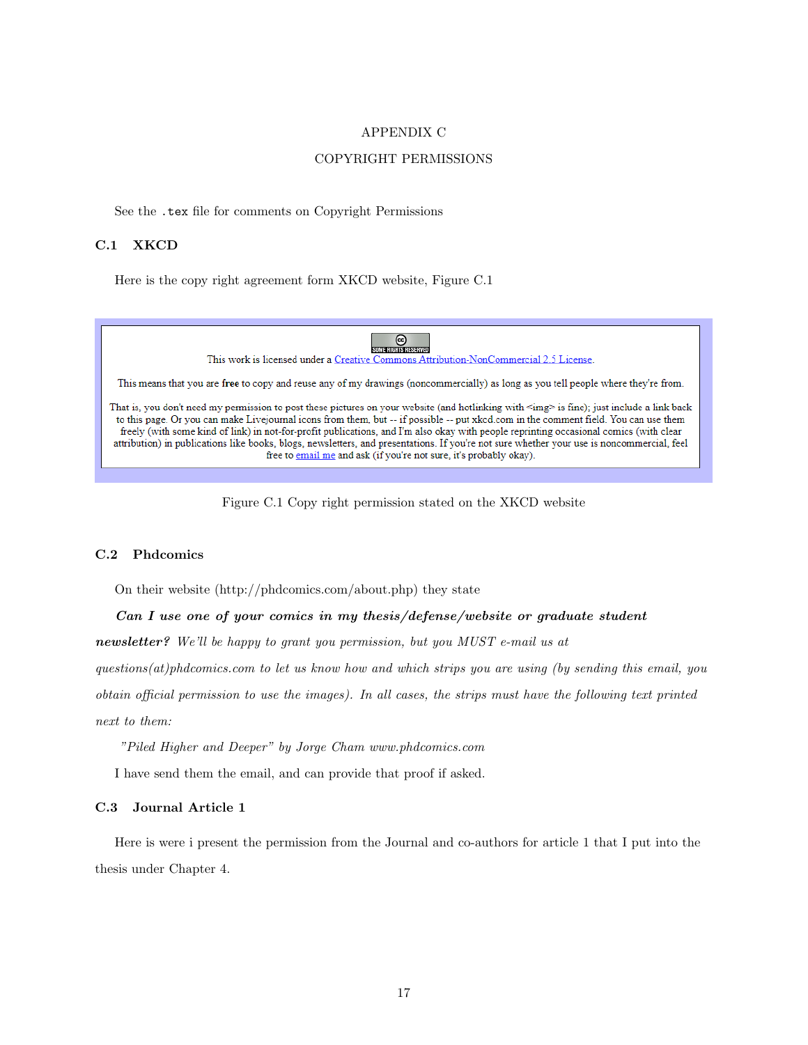# APPENDIX C

# COPYRIGHT PERMISSIONS

See the `.tex` file for comments on Copyright Permissions

## C.1 XKCD

Here is the copy right agreement form XKCD website, Figure C.1

> SOME RIGHTS RESERVED
>
> This work is licensed under a Creative Commons Attribution-NonCommercial 2.5 License.
>
> This means that you are **free** to copy and reuse any of my drawings (noncommercially) as long as you tell people where they're from.
>
> That is, you don't need my permission to post these pictures on your website (and hotlinking with <img> is fine); just include a link back to this page. Or you can make Livejournal icons from them, but -- if possible -- put xkcd.com in the comment field. You can use them freely (with some kind of link) in not-for-profit publications, and I'm also okay with people reprinting occasional comics (with clear attribution) in publications like books, blogs, newsletters, and presentations. If you're not sure whether your use is noncommercial, feel free to email me and ask (if you're not sure, it's probably okay).

Figure C.1 Copy right permission stated on the XKCD website

## C.2 Phdcomics

On their website (http://phdcomics.com/about.php) they state

***Can I use one of your comics in my thesis/defense/website or graduate student newsletter?*** *We'll be happy to grant you permission, but you MUST e-mail us at questions(at)phdcomics.com to let us know how and which strips you are using (by sending this email, you obtain official permission to use the images). In all cases, the strips must have the following text printed next to them:*

*"Piled Higher and Deeper" by Jorge Cham www.phdcomics.com*

I have send them the email, and can provide that proof if asked.

## C.3 Journal Article 1

Here is were i present the permission from the Journal and co-authors for article 1 that I put into the thesis under Chapter 4.